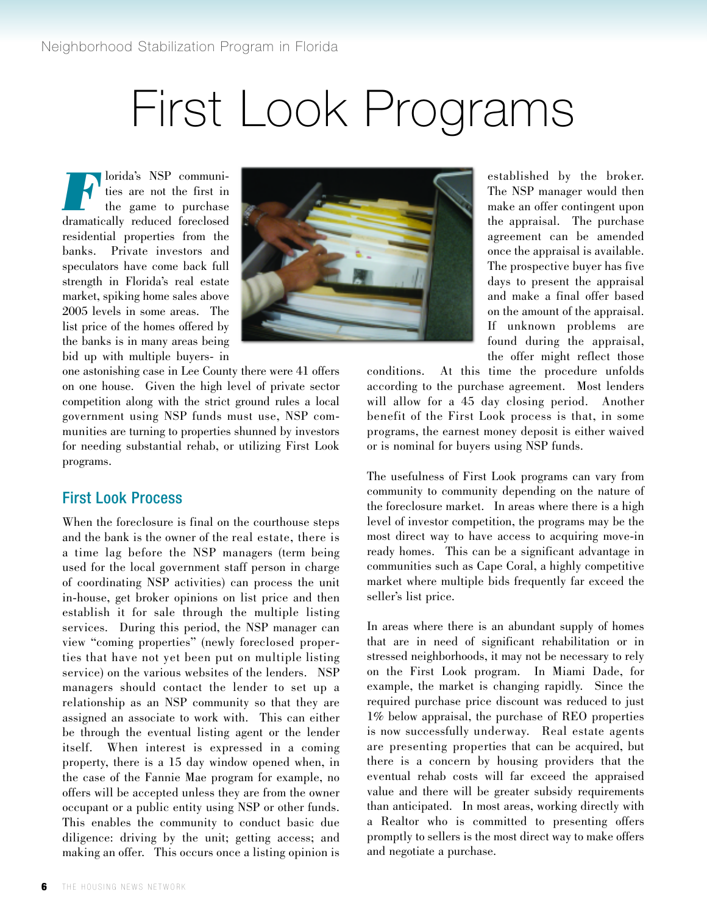# First Look Programs

Florida's NSP communities are not the first in the game to purchase dramatically reduced foreclosed residential properties from the banks. Private investors and speculators have come back full strength in Florida's real estate market, spiking home sales above 2005 levels in some areas. The list price of the homes offered by the banks is in many areas being bid up with multiple buyers- in one astonishing case in Lee County there were 41 offers on one house. Given the high level of private sector competition along with the strict ground rules a local government using NSP funds must use, NSP communities are turning to properties shunned by investors for needing substantial rehab, or utilizing First Look programs.

## First Look Process

When the foreclosure is final on the courthouse steps and the bank is the owner of the real estate, there is a time lag before the NSP managers (term being used for the local government staff person in charge of coordinating NSP activities) can process the unit in-house, get broker opinions on list price and then establish it for sale through the multiple listing services. During this period, the NSP manager can view "coming properties" (newly foreclosed properties that have not yet been put on multiple listing service) on the various websites of the lenders. NSP managers should contact the lender to set up a relationship as an NSP community so that they are assigned an associate to work with. This can either be through the eventual listing agent or the lender itself. When interest is expressed in a coming property, there is a 15 day window opened when, in the case of the Fannie Mae program for example, no offers will be accepted unless they are from the owner occupant or a public entity using NSP or other funds. This enables the community to conduct basic due diligence: driving by the unit; getting access; and making an offer. This occurs once a listing opinion is established by the broker. The NSP manager would then make an offer contingent upon the appraisal. The purchase agreement can be amended once the appraisal is available. The prospective buyer has five days to present the appraisal and make a final offer based on the amount of the appraisal. If unknown problems are found during the appraisal, the offer might reflect those conditions. At this time the procedure unfolds according to the purchase agreement. Most lenders will allow for a 45 day closing period. Another benefit of the First Look process is that, in some programs, the earnest money deposit is either waived or is nominal for buyers using NSP funds.

The usefulness of First Look programs can vary from community to community depending on the nature of the foreclosure market. In areas where there is a high level of investor competition, the programs may be the most direct way to have access to acquiring move-in ready homes. This can be a significant advantage in communities such as Cape Coral, a highly competitive market where multiple bids frequently far exceed the seller's list price.

In areas where there is an abundant supply of homes that are in need of significant rehabilitation or in stressed neighborhoods, it may not be necessary to rely on the First Look program. In Miami Dade, for example, the market is changing rapidly. Since the required purchase price discount was reduced to just 1% below appraisal, the purchase of REO properties is now successfully underway. Real estate agents are presenting properties that can be acquired, but there is a concern by housing providers that the eventual rehab costs will far exceed the appraised value and there will be greater subsidy requirements than anticipated. In most areas, working directly with a Realtor who is committed to presenting offers promptly to sellers is the most direct way to make offers and negotiate a purchase.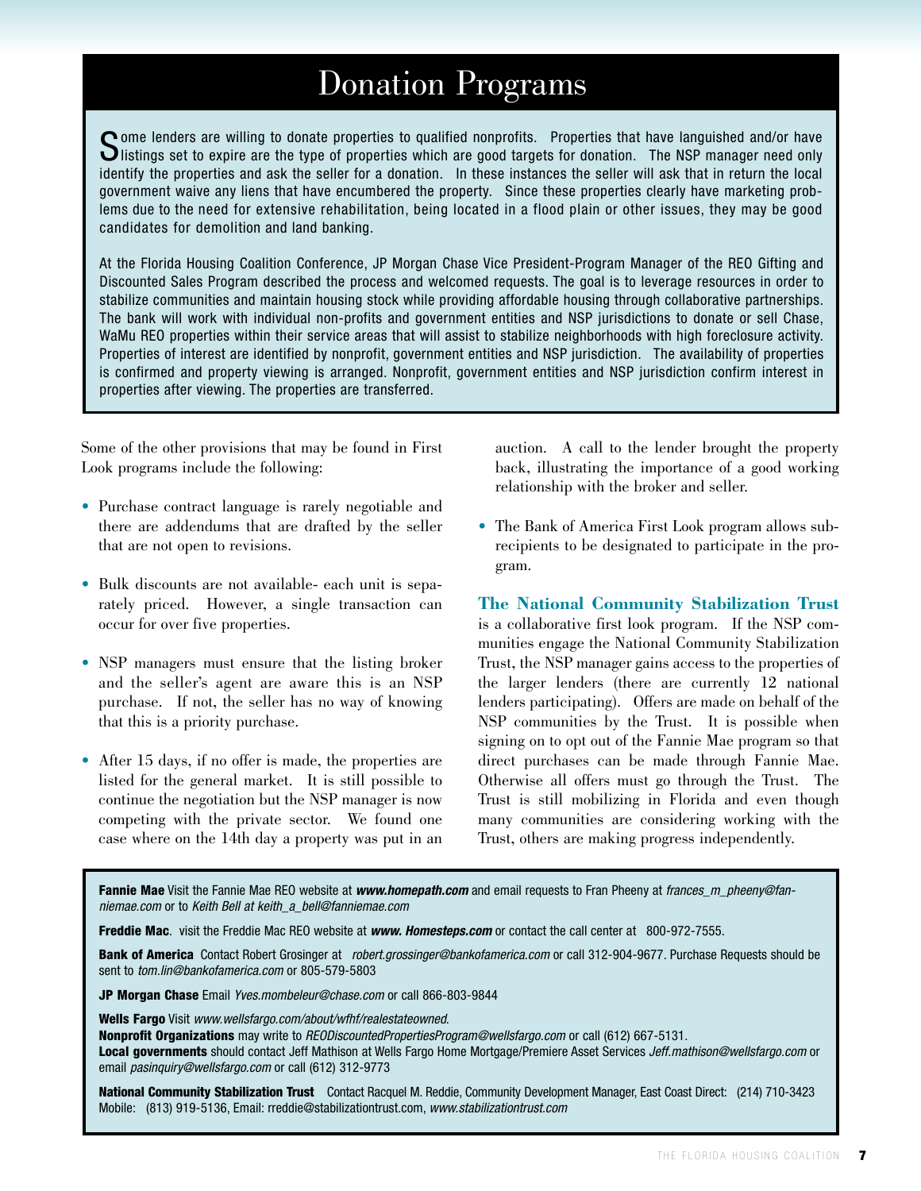# Donation Programs

Some lenders are willing to donate properties to qualified nonprofits. Properties that have languished and/or have listings set to expire are the type of properties which are good targets for donation. The NSP manager need only identify the properties and ask the seller for a donation. In these instances the seller will ask that in return the local government waive any liens that have encumbered the property. Since these properties clearly have marketing problems due to the need for extensive rehabilitation, being located in a flood plain or other issues, they may be good candidates for demolition and land banking.

At the Florida Housing Coalition Conference, JP Morgan Chase Vice President-Program Manager of the REO Gifting and Discounted Sales Program described the process and welcomed requests. The goal is to leverage resources in order to stabilize communities and maintain housing stock while providing affordable housing through collaborative partnerships. The bank will work with individual non-profits and government entities and NSP jurisdictions to donate or sell Chase, WaMu REO properties within their service areas that will assist to stabilize neighborhoods with high foreclosure activity. Properties of interest are identified by nonprofit, government entities and NSP jurisdiction. The availability of properties is confirmed and property viewing is arranged. Nonprofit, government entities and NSP jurisdiction confirm interest in properties after viewing. The properties are transferred.

Some of the other provisions that may be found in First Look programs include the following:

- Purchase contract language is rarely negotiable and there are addendums that are drafted by the seller that are not open to revisions.
- Bulk discounts are not available- each unit is separately priced. However, a single transaction can occur for over five properties.
- NSP managers must ensure that the listing broker and the seller's agent are aware this is an NSP purchase. If not, the seller has no way of knowing that this is a priority purchase.
- After 15 days, if no offer is made, the properties are listed for the general market. It is still possible to continue the negotiation but the NSP manager is now competing with the private sector. We found one case where on the 14th day a property was put in an auction. A call to the lender brought the property back, illustrating the importance of a good working relationship with the broker and seller.
- The Bank of America First Look program allows subrecipients to be designated to participate in the program.

**The National Community Stabilization Trust** is a collaborative first look program. If the NSP communities engage the National Community Stabilization Trust, the NSP manager gains access to the properties of the larger lenders (there are currently 12 national lenders participating). Offers are made on behalf of the NSP communities by the Trust. It is possible when signing on to opt out of the Fannie Mae program so that direct purchases can be made through Fannie Mae. Otherwise all offers must go through the Trust. The Trust is still mobilizing in Florida and even though many communities are considering working with the Trust, others are making progress independently.

**Fannie Mae** Visit the Fannie Mae REO website at ***www.homepath.com*** and email requests to Fran Pheeny at *frances_m_pheeny@fanniemae.com* or to *Keith Bell at keith_a_bell@fanniemae.com*

**Freddie Mac**. visit the Freddie Mac REO website at ***www. Homesteps.com*** or contact the call center at 800-972-7555.

**Bank of America** Contact Robert Grosinger at *robert.grossinger@bankofamerica.com* or call 312-904-9677. Purchase Requests should be sent to *tom.lin@bankofamerica.com* or 805-579-5803

**JP Morgan Chase** Email *Yves.mombeleur@chase.com* or call 866-803-9844

**Wells Fargo** Visit *www.wellsfargo.com/about/wfhf/realestateowned*.
**Nonprofit Organizations** may write to *REODiscountedPropertiesProgram@wellsfargo.com* or call (612) 667-5131.
**Local governments** should contact Jeff Mathison at Wells Fargo Home Mortgage/Premiere Asset Services *Jeff.mathison@wellsfargo.com* or email *pasinquiry@wellsfargo.com* or call (612) 312-9773

**National Community Stabilization Trust** Contact Racquel M. Reddie, Community Development Manager, East Coast Direct: (214) 710-3423 Mobile: (813) 919-5136, Email: rreddie@stabilizationtrust.com, *www.stabilizationtrust.com*